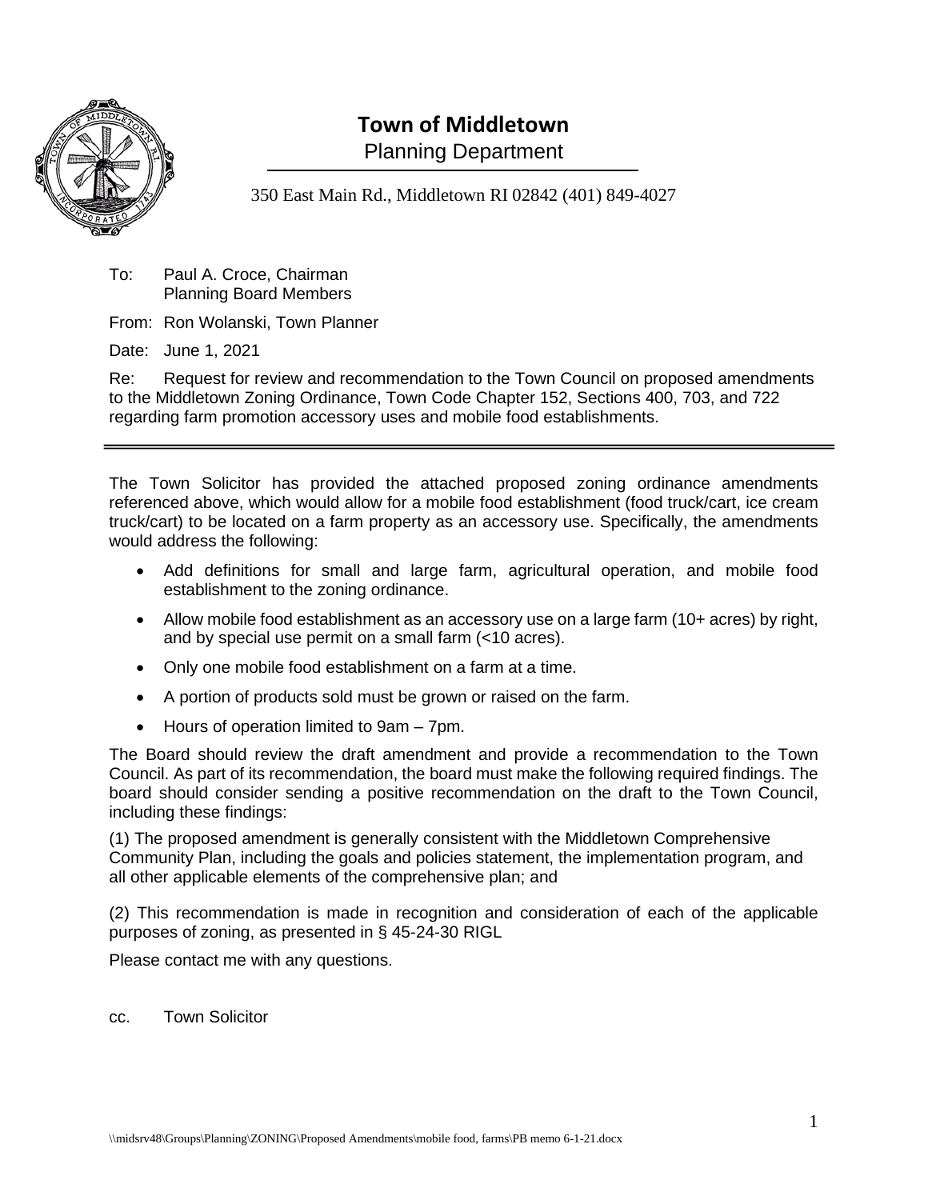# Town of Middletown

Planning Department

350 East Main Rd., Middletown RI 02842 (401) 849-4027

To: Paul A. Croce, Chairman
Planning Board Members

From: Ron Wolanski, Town Planner

Date: June 1, 2021

Re: Request for review and recommendation to the Town Council on proposed amendments to the Middletown Zoning Ordinance, Town Code Chapter 152, Sections 400, 703, and 722 regarding farm promotion accessory uses and mobile food establishments.

---

The Town Solicitor has provided the attached proposed zoning ordinance amendments referenced above, which would allow for a mobile food establishment (food truck/cart, ice cream truck/cart) to be located on a farm property as an accessory use. Specifically, the amendments would address the following:

- Add definitions for small and large farm, agricultural operation, and mobile food establishment to the zoning ordinance.
- Allow mobile food establishment as an accessory use on a large farm (10+ acres) by right, and by special use permit on a small farm (<10 acres).
- Only one mobile food establishment on a farm at a time.
- A portion of products sold must be grown or raised on the farm.
- Hours of operation limited to 9am – 7pm.

The Board should review the draft amendment and provide a recommendation to the Town Council. As part of its recommendation, the board must make the following required findings. The board should consider sending a positive recommendation on the draft to the Town Council, including these findings:

(1) The proposed amendment is generally consistent with the Middletown Comprehensive Community Plan, including the goals and policies statement, the implementation program, and all other applicable elements of the comprehensive plan; and

(2) This recommendation is made in recognition and consideration of each of the applicable purposes of zoning, as presented in § 45-24-30 RIGL

Please contact me with any questions.

cc. Town Solicitor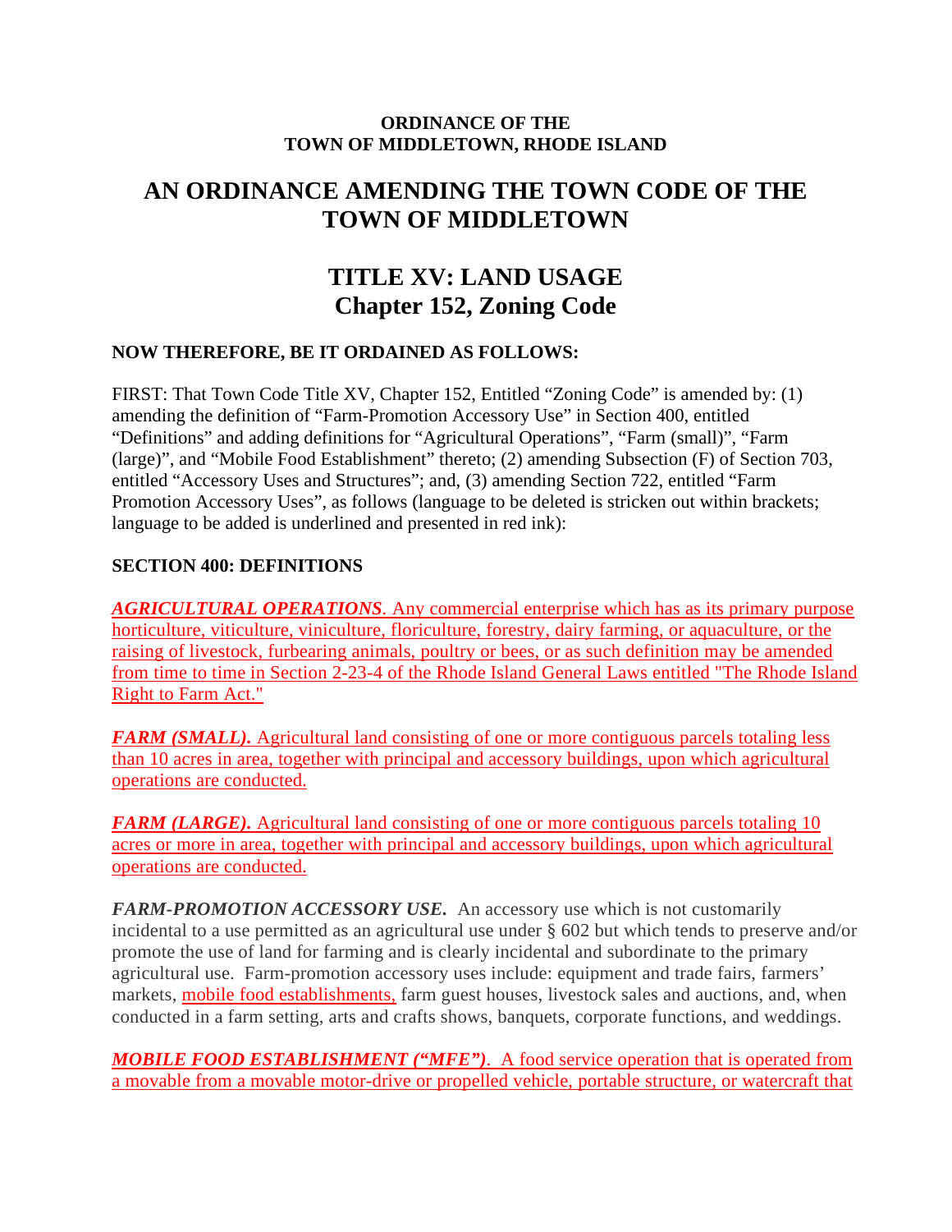**ORDINANCE OF THE**
**TOWN OF MIDDLETOWN, RHODE ISLAND**

# AN ORDINANCE AMENDING THE TOWN CODE OF THE TOWN OF MIDDLETOWN

# TITLE XV: LAND USAGE
# Chapter 152, Zoning Code

**NOW THEREFORE, BE IT ORDAINED AS FOLLOWS:**

FIRST: That Town Code Title XV, Chapter 152, Entitled "Zoning Code" is amended by: (1) amending the definition of "Farm-Promotion Accessory Use" in Section 400, entitled "Definitions" and adding definitions for "Agricultural Operations", "Farm (small)", "Farm (large)", and "Mobile Food Establishment" thereto; (2) amending Subsection (F) of Section 703, entitled "Accessory Uses and Structures"; and, (3) amending Section 722, entitled "Farm Promotion Accessory Uses", as follows (language to be deleted is stricken out within brackets; language to be added is underlined and presented in red ink):

**SECTION 400: DEFINITIONS**

<u>***AGRICULTURAL OPERATIONS***. Any commercial enterprise which has as its primary purpose horticulture, viticulture, viniculture, floriculture, forestry, dairy farming, or aquaculture, or the raising of livestock, furbearing animals, poultry or bees, or as such definition may be amended from time to time in Section 2-23-4 of the Rhode Island General Laws entitled "The Rhode Island Right to Farm Act."</u>

<u>***FARM (SMALL).*** Agricultural land consisting of one or more contiguous parcels totaling less than 10 acres in area, together with principal and accessory buildings, upon which agricultural operations are conducted.</u>

<u>***FARM (LARGE).*** Agricultural land consisting of one or more contiguous parcels totaling 10 acres or more in area, together with principal and accessory buildings, upon which agricultural operations are conducted.</u>

***FARM-PROMOTION ACCESSORY USE.*** An accessory use which is not customarily incidental to a use permitted as an agricultural use under § 602 but which tends to preserve and/or promote the use of land for farming and is clearly incidental and subordinate to the primary agricultural use. Farm-promotion accessory uses include: equipment and trade fairs, farmers' markets, <u>mobile food establishments,</u> farm guest houses, livestock sales and auctions, and, when conducted in a farm setting, arts and crafts shows, banquets, corporate functions, and weddings.

<u>***MOBILE FOOD ESTABLISHMENT ("MFE")***. A food service operation that is operated from a movable from a movable motor-drive or propelled vehicle, portable structure, or watercraft that</u>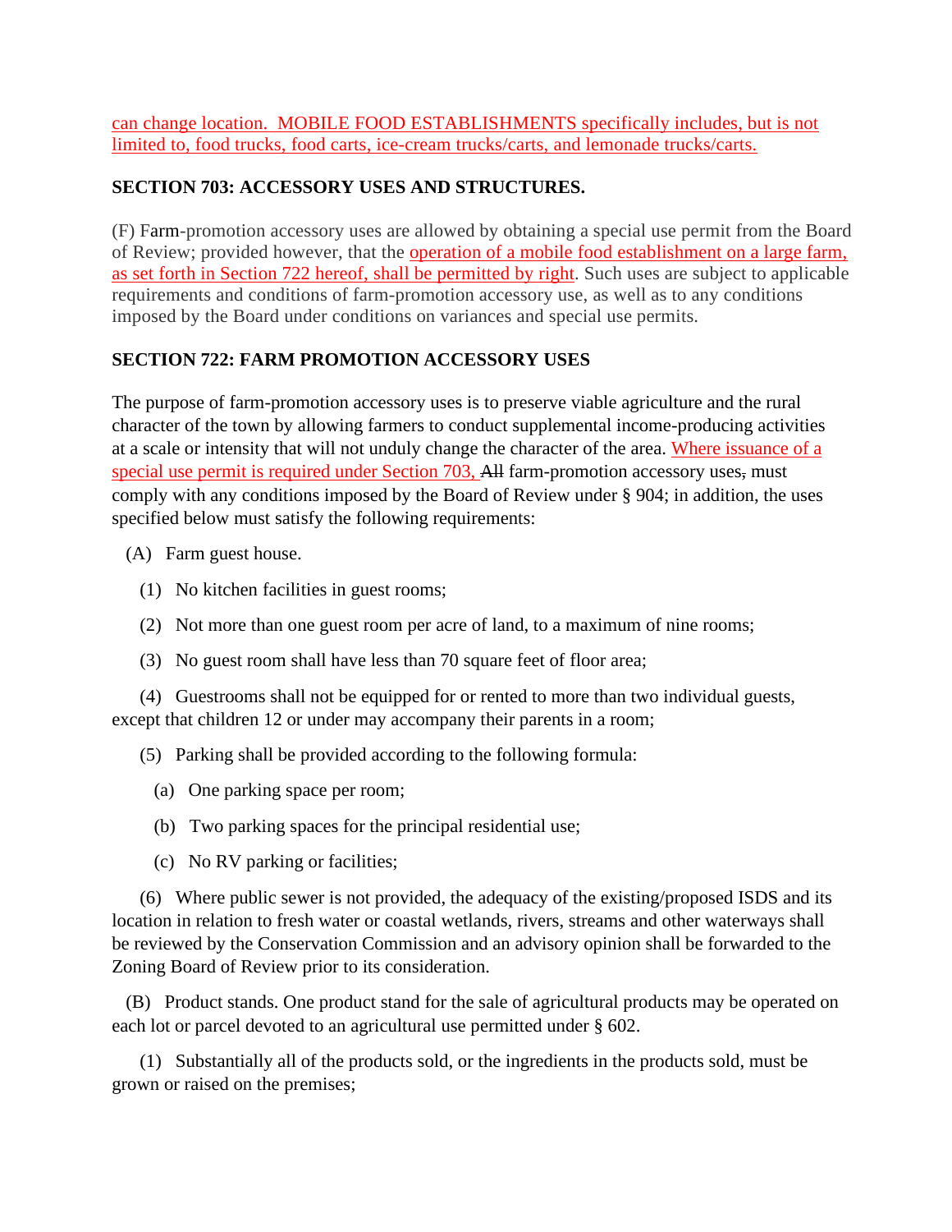can change location. MOBILE FOOD ESTABLISHMENTS specifically includes, but is not limited to, food trucks, food carts, ice-cream trucks/carts, and lemonade trucks/carts.

**SECTION 703: ACCESSORY USES AND STRUCTURES.**

(F) Farm-promotion accessory uses are allowed by obtaining a special use permit from the Board of Review; provided however, that the operation of a mobile food establishment on a large farm, as set forth in Section 722 hereof, shall be permitted by right. Such uses are subject to applicable requirements and conditions of farm-promotion accessory use, as well as to any conditions imposed by the Board under conditions on variances and special use permits.

**SECTION 722: FARM PROMOTION ACCESSORY USES**

The purpose of farm-promotion accessory uses is to preserve viable agriculture and the rural character of the town by allowing farmers to conduct supplemental income-producing activities at a scale or intensity that will not unduly change the character of the area. Where issuance of a special use permit is required under Section 703, ~~All~~ farm-promotion accessory uses~~,~~ must comply with any conditions imposed by the Board of Review under § 904; in addition, the uses specified below must satisfy the following requirements:

(A) Farm guest house.

(1) No kitchen facilities in guest rooms;

(2) Not more than one guest room per acre of land, to a maximum of nine rooms;

(3) No guest room shall have less than 70 square feet of floor area;

(4) Guestrooms shall not be equipped for or rented to more than two individual guests, except that children 12 or under may accompany their parents in a room;

(5) Parking shall be provided according to the following formula:

(a) One parking space per room;

(b) Two parking spaces for the principal residential use;

(c) No RV parking or facilities;

(6) Where public sewer is not provided, the adequacy of the existing/proposed ISDS and its location in relation to fresh water or coastal wetlands, rivers, streams and other waterways shall be reviewed by the Conservation Commission and an advisory opinion shall be forwarded to the Zoning Board of Review prior to its consideration.

(B) Product stands. One product stand for the sale of agricultural products may be operated on each lot or parcel devoted to an agricultural use permitted under § 602.

(1) Substantially all of the products sold, or the ingredients in the products sold, must be grown or raised on the premises;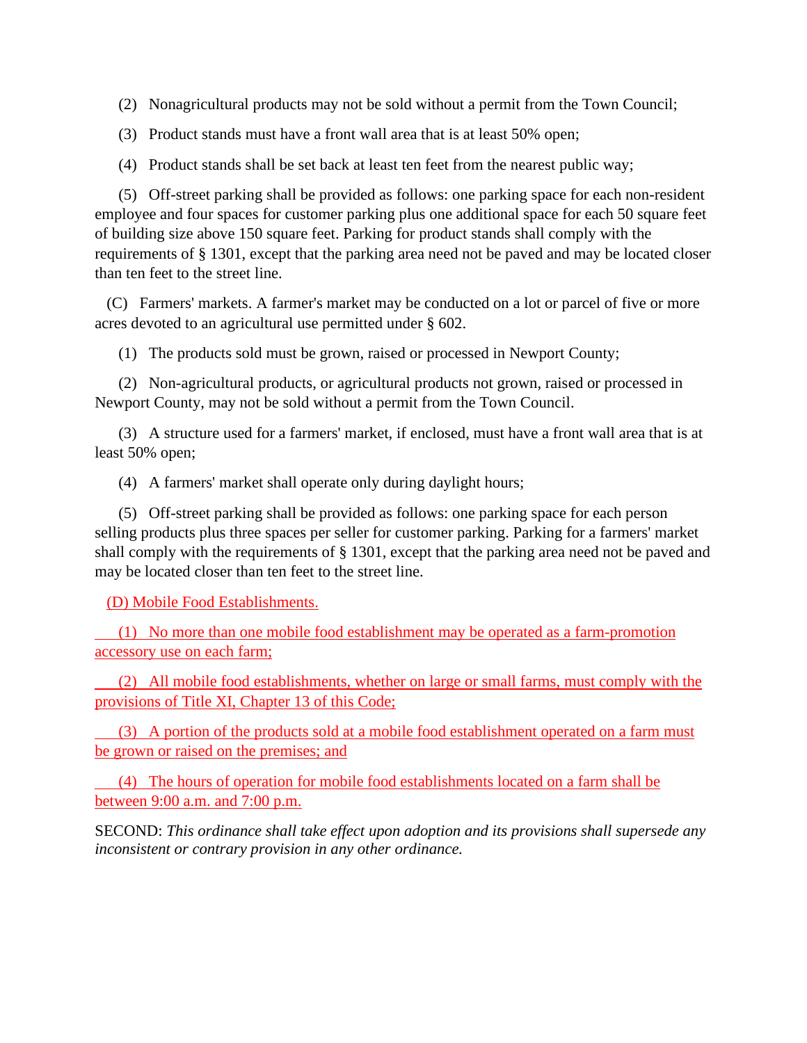(2) Nonagricultural products may not be sold without a permit from the Town Council;

(3) Product stands must have a front wall area that is at least 50% open;

(4) Product stands shall be set back at least ten feet from the nearest public way;

(5) Off-street parking shall be provided as follows: one parking space for each non-resident employee and four spaces for customer parking plus one additional space for each 50 square feet of building size above 150 square feet. Parking for product stands shall comply with the requirements of § 1301, except that the parking area need not be paved and may be located closer than ten feet to the street line.

(C) Farmers' markets. A farmer's market may be conducted on a lot or parcel of five or more acres devoted to an agricultural use permitted under § 602.

(1) The products sold must be grown, raised or processed in Newport County;

(2) Non-agricultural products, or agricultural products not grown, raised or processed in Newport County, may not be sold without a permit from the Town Council.

(3) A structure used for a farmers' market, if enclosed, must have a front wall area that is at least 50% open;

(4) A farmers' market shall operate only during daylight hours;

(5) Off-street parking shall be provided as follows: one parking space for each person selling products plus three spaces per seller for customer parking. Parking for a farmers' market shall comply with the requirements of § 1301, except that the parking area need not be paved and may be located closer than ten feet to the street line.

(D) Mobile Food Establishments.

(1) No more than one mobile food establishment may be operated as a farm-promotion accessory use on each farm;

(2) All mobile food establishments, whether on large or small farms, must comply with the provisions of Title XI, Chapter 13 of this Code;

(3) A portion of the products sold at a mobile food establishment operated on a farm must be grown or raised on the premises; and

(4) The hours of operation for mobile food establishments located on a farm shall be between 9:00 a.m. and 7:00 p.m.

SECOND: *This ordinance shall take effect upon adoption and its provisions shall supersede any inconsistent or contrary provision in any other ordinance.*